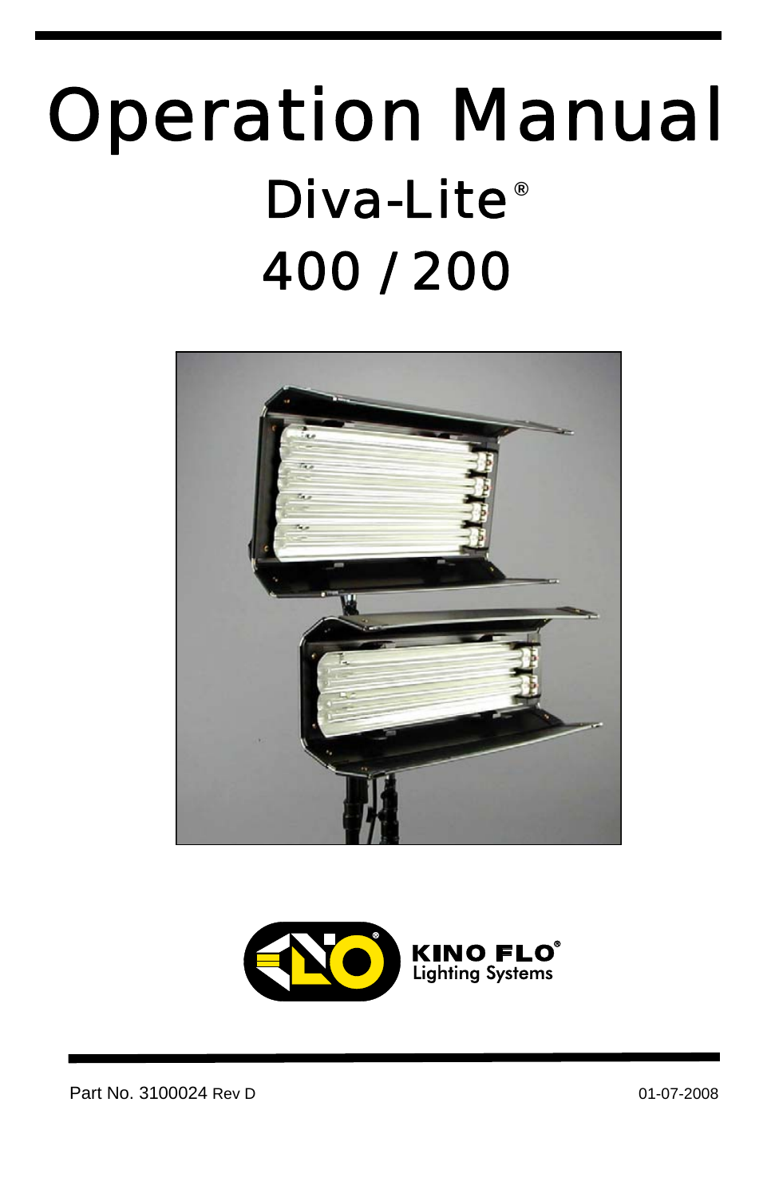# Operation Manual

## Diva-Lite®

## 400 / 200

KINO FLO®
Lighting Systems

Part No. 3100024 Rev D

01-07-2008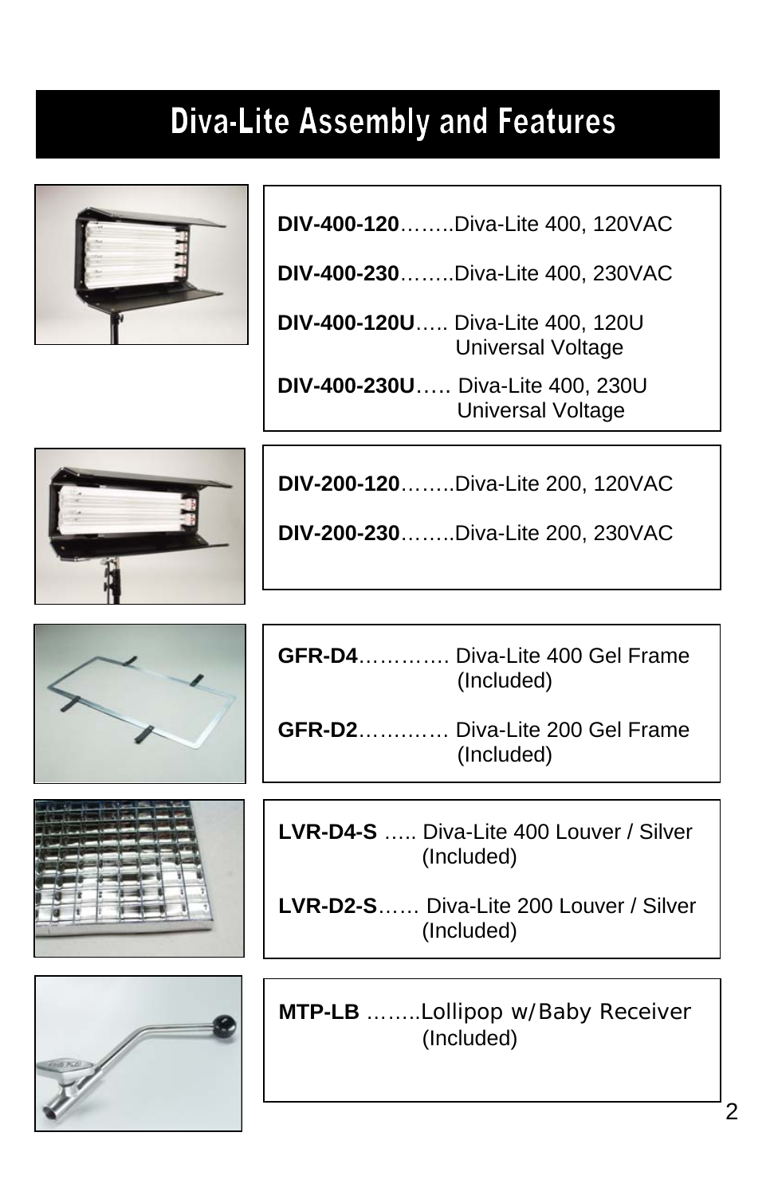# Diva-Lite Assembly and Features

**DIV-400-120**……..Diva-Lite 400, 120VAC

**DIV-400-230**……..Diva-Lite 400, 230VAC

**DIV-400-120U**….. Diva-Lite 400, 120U Universal Voltage

**DIV-400-230U**….. Diva-Lite 400, 230U Universal Voltage

**DIV-200-120**……..Diva-Lite 200, 120VAC

**DIV-200-230**……..Diva-Lite 200, 230VAC

**GFR-D4**…………. Diva-Lite 400 Gel Frame (Included)

**GFR-D2**…………. Diva-Lite 200 Gel Frame (Included)

**LVR-D4-S** ….. Diva-Lite 400 Louver / Silver (Included)

**LVR-D2-S**…… Diva-Lite 200 Louver / Silver (Included)

**MTP-LB** ……..Lollipop w/Baby Receiver (Included)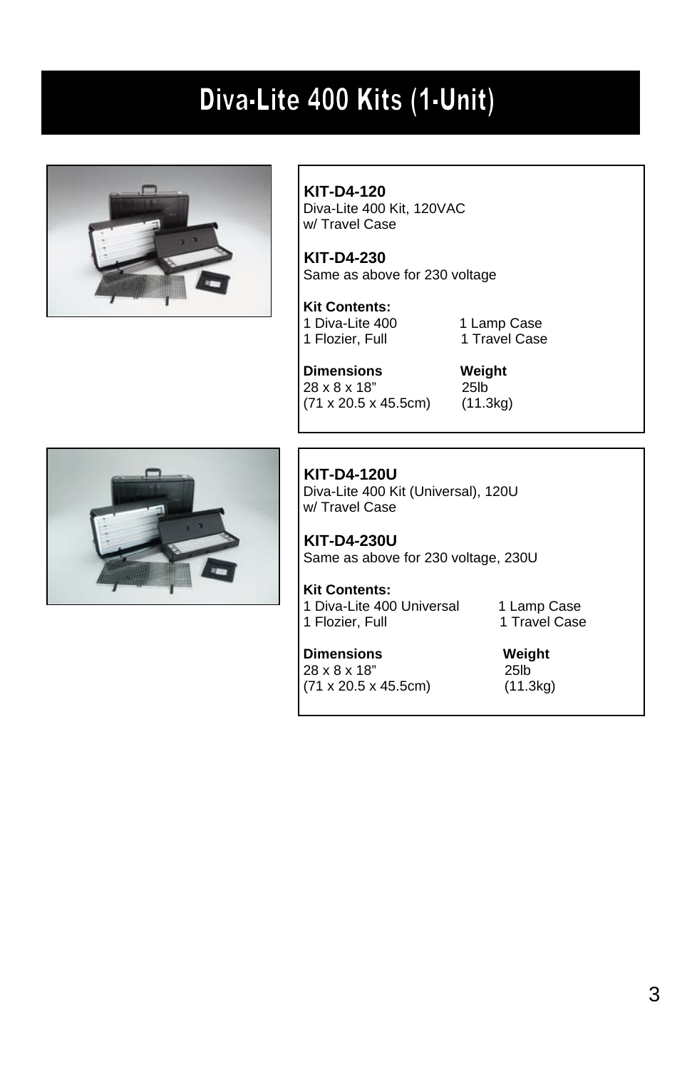# Diva-Lite 400 Kits (1-Unit)

**KIT-D4-120**
Diva-Lite 400 Kit, 120VAC
w/ Travel Case

**KIT-D4-230**
Same as above for 230 voltage

**Kit Contents:**

| | |
|---|---|
| 1 Diva-Lite 400 | 1 Lamp Case |
| 1 Flozier, Full | 1 Travel Case |

| **Dimensions** | **Weight** |
|---|---|
| 28 x 8 x 18” | 25lb |
| (71 x 20.5 x 45.5cm) | (11.3kg) |

**KIT-D4-120U**
Diva-Lite 400 Kit (Universal), 120U
w/ Travel Case

**KIT-D4-230U**
Same as above for 230 voltage, 230U

**Kit Contents:**

| | |
|---|---|
| 1 Diva-Lite 400 Universal | 1 Lamp Case |
| 1 Flozier, Full | 1 Travel Case |

| **Dimensions** | **Weight** |
|---|---|
| 28 x 8 x 18” | 25lb |
| (71 x 20.5 x 45.5cm) | (11.3kg) |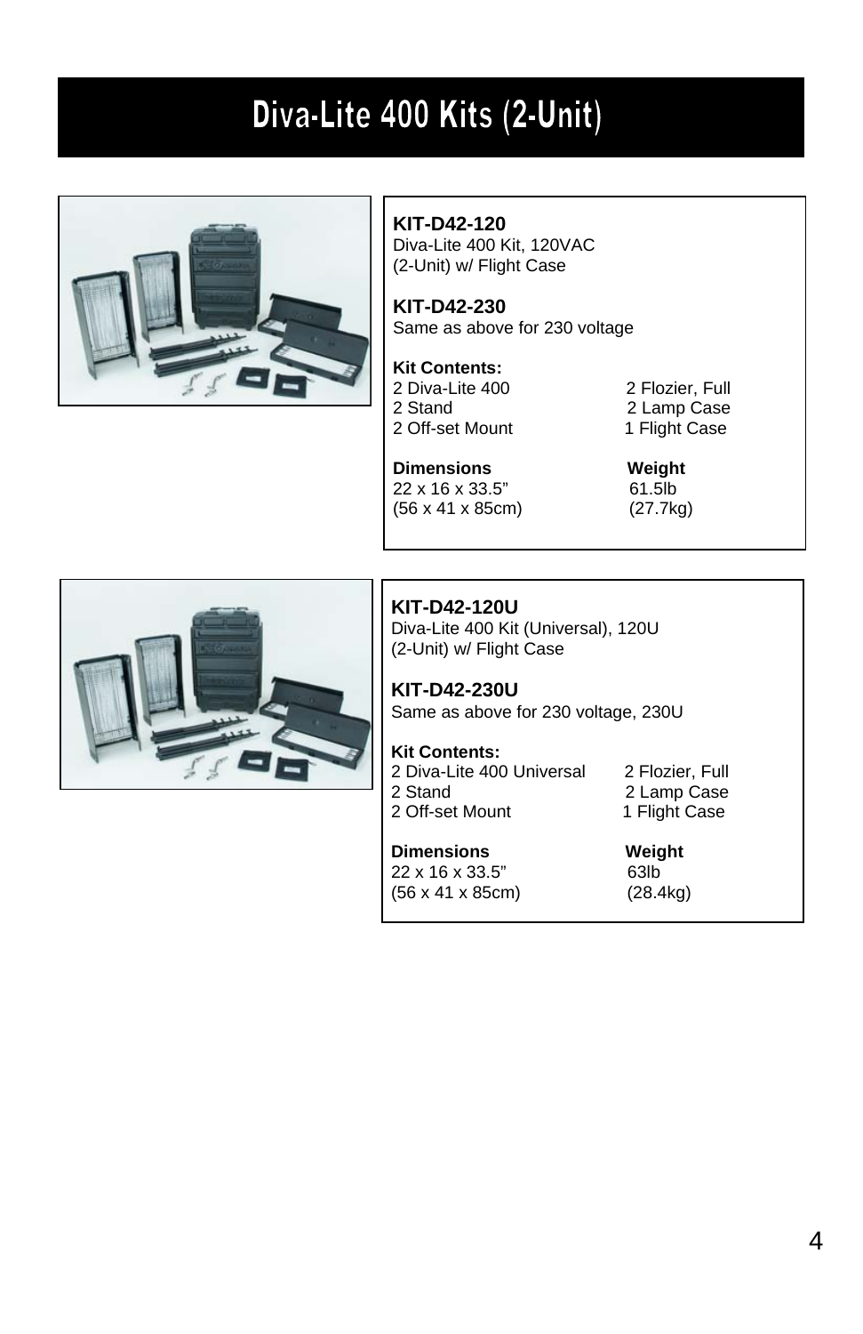# Diva-Lite 400 Kits (2-Unit)

**KIT-D42-120**
Diva-Lite 400 Kit, 120VAC
(2-Unit) w/ Flight Case

**KIT-D42-230**
Same as above for 230 voltage

**Kit Contents:**

| | |
|---|---|
| 2 Diva-Lite 400 | 2 Flozier, Full |
| 2 Stand | 2 Lamp Case |
| 2 Off-set Mount | 1 Flight Case |

| **Dimensions** | **Weight** |
|---|---|
| 22 x 16 x 33.5" | 61.5lb |
| (56 x 41 x 85cm) | (27.7kg) |

**KIT-D42-120U**
Diva-Lite 400 Kit (Universal), 120U
(2-Unit) w/ Flight Case

**KIT-D42-230U**
Same as above for 230 voltage, 230U

**Kit Contents:**

| | |
|---|---|
| 2 Diva-Lite 400 Universal | 2 Flozier, Full |
| 2 Stand | 2 Lamp Case |
| 2 Off-set Mount | 1 Flight Case |

| **Dimensions** | **Weight** |
|---|---|
| 22 x 16 x 33.5" | 63lb |
| (56 x 41 x 85cm) | (28.4kg) |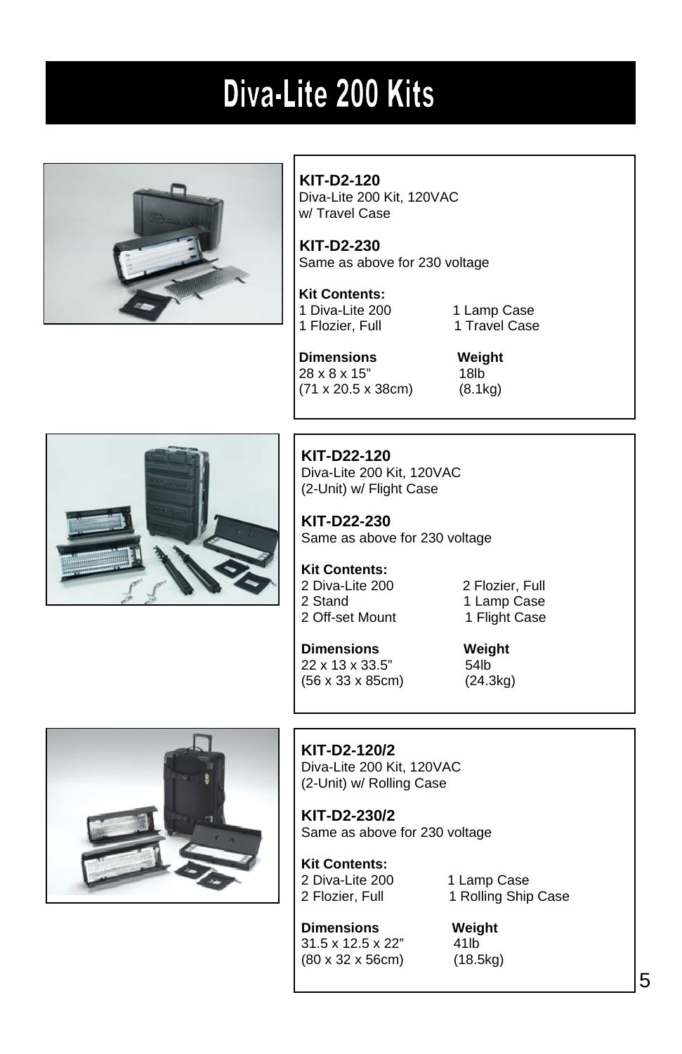# Diva-Lite 200 Kits

**KIT-D2-120**
Diva-Lite 200 Kit, 120VAC
w/ Travel Case

**KIT-D2-230**
Same as above for 230 voltage

**Kit Contents:**

| | |
|---|---|
| 1 Diva-Lite 200 | 1 Lamp Case |
| 1 Flozier, Full | 1 Travel Case |

| **Dimensions** | **Weight** |
|---|---|
| 28 x 8 x 15” | 18lb |
| (71 x 20.5 x 38cm) | (8.1kg) |

**KIT-D22-120**
Diva-Lite 200 Kit, 120VAC
(2-Unit) w/ Flight Case

**KIT-D22-230**
Same as above for 230 voltage

**Kit Contents:**

| | |
|---|---|
| 2 Diva-Lite 200 | 2 Flozier, Full |
| 2 Stand | 1 Lamp Case |
| 2 Off-set Mount | 1 Flight Case |

| **Dimensions** | **Weight** |
|---|---|
| 22 x 13 x 33.5” | 54lb |
| (56 x 33 x 85cm) | (24.3kg) |

**KIT-D2-120/2**
Diva-Lite 200 Kit, 120VAC
(2-Unit) w/ Rolling Case

**KIT-D2-230/2**
Same as above for 230 voltage

**Kit Contents:**

| | |
|---|---|
| 2 Diva-Lite 200 | 1 Lamp Case |
| 2 Flozier, Full | 1 Rolling Ship Case |

| **Dimensions** | **Weight** |
|---|---|
| 31.5 x 12.5 x 22” | 41lb |
| (80 x 32 x 56cm) | (18.5kg) |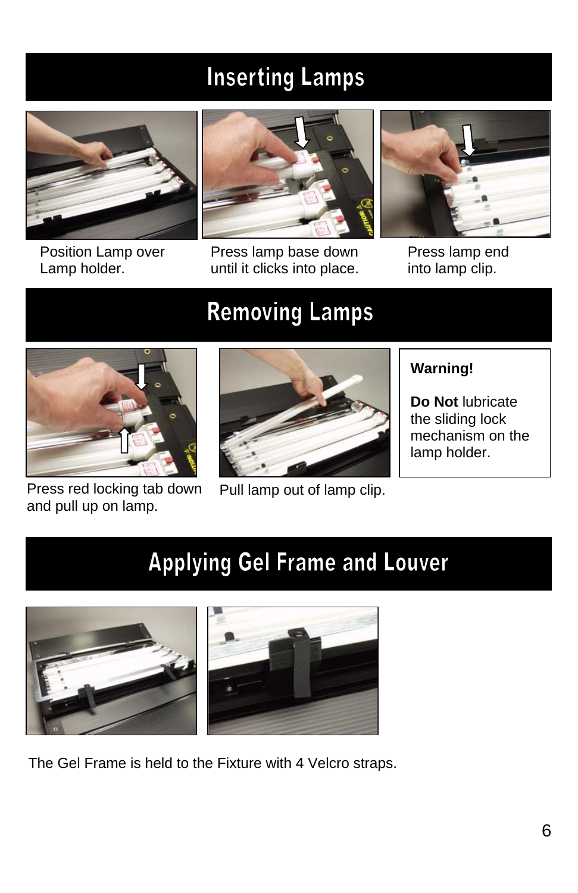# Inserting Lamps

Position Lamp over Lamp holder.

Press lamp base down until it clicks into place.

Press lamp end into lamp clip.

# Removing Lamps

Press red locking tab down and pull up on lamp.

Pull lamp out of lamp clip.

**Warning!**

**Do Not** lubricate the sliding lock mechanism on the lamp holder.

# Applying Gel Frame and Louver

The Gel Frame is held to the Fixture with 4 Velcro straps.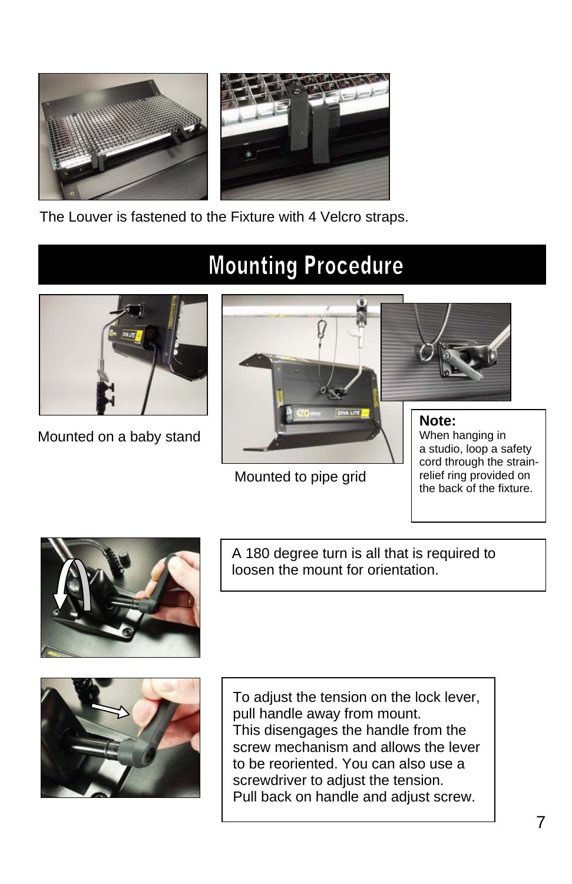The Louver is fastened to the Fixture with 4 Velcro straps.

## Mounting Procedure

Mounted on a baby stand

Mounted to pipe grid

**Note:**
When hanging in a studio, loop a safety cord through the strain-relief ring provided on the back of the fixture.

A 180 degree turn is all that is required to loosen the mount for orientation.

To adjust the tension on the lock lever, pull handle away from mount.
This disengages the handle from the screw mechanism and allows the lever to be reoriented. You can also use a screwdriver to adjust the tension.
Pull back on handle and adjust screw.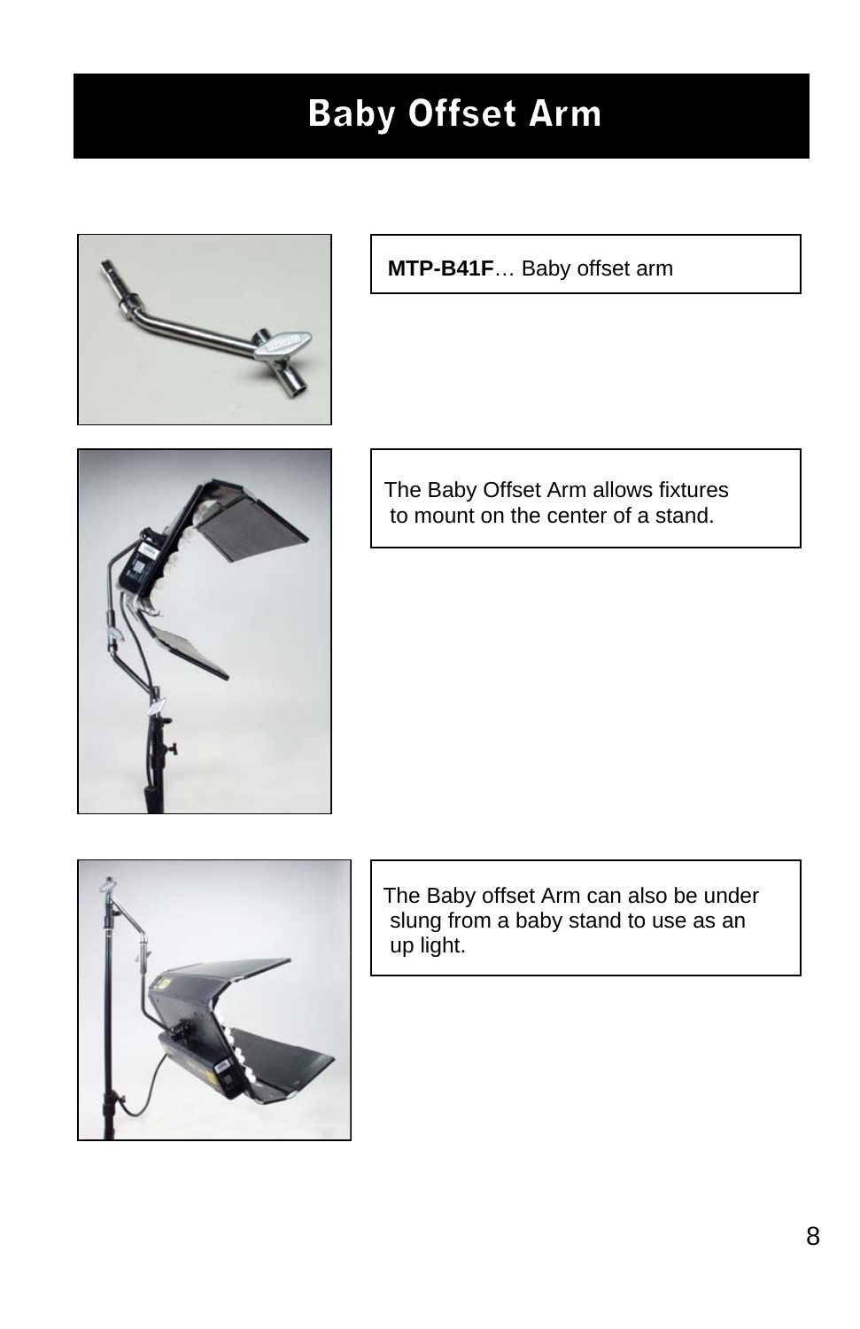# Baby Offset Arm

**MTP-B41F**… Baby offset arm

The Baby Offset Arm allows fixtures to mount on the center of a stand.

The Baby offset Arm can also be under slung from a baby stand to use as an up light.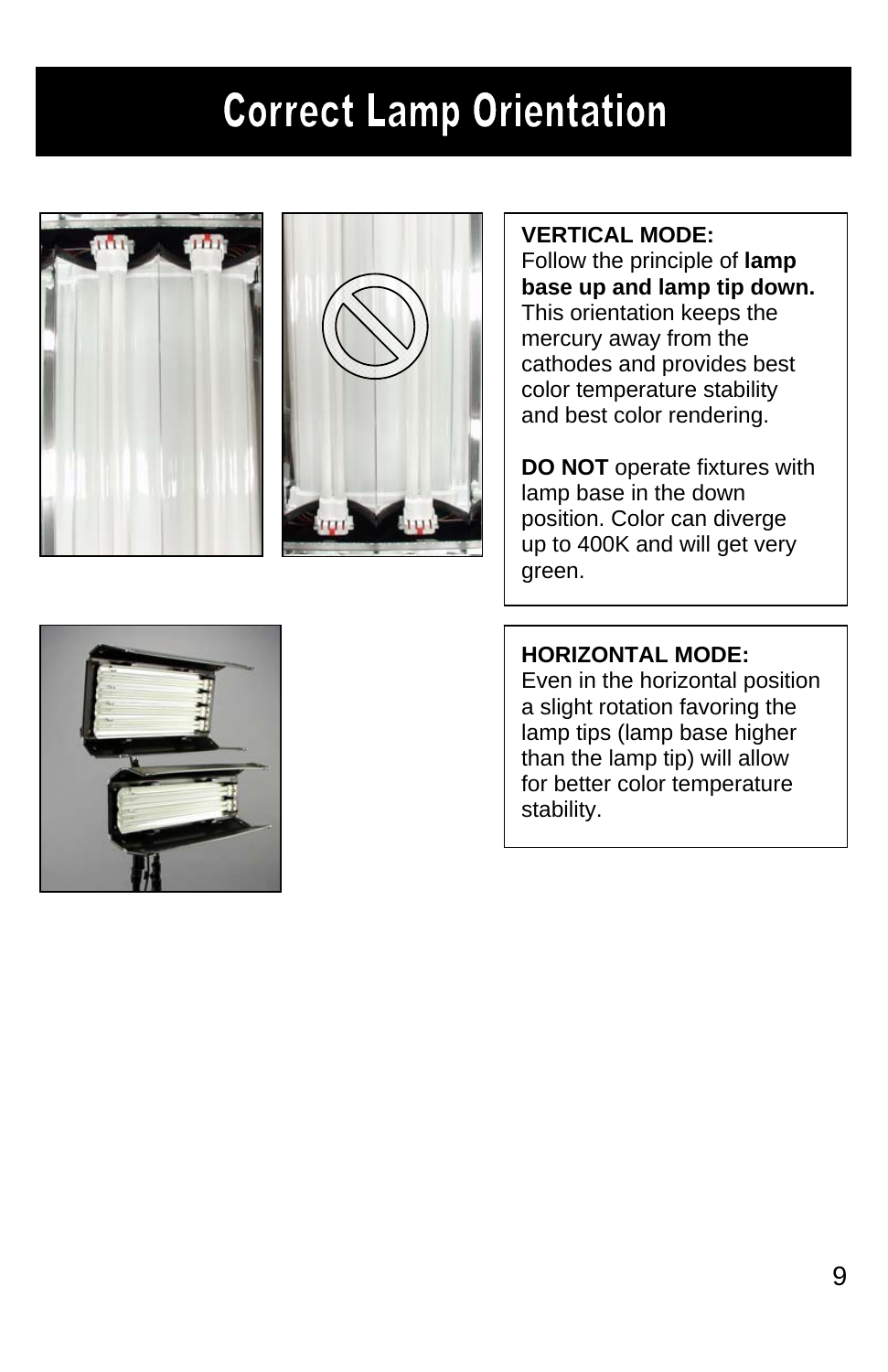# Correct Lamp Orientation

**VERTICAL MODE:**
Follow the principle of **lamp base up and lamp tip down.** This orientation keeps the mercury away from the cathodes and provides best color temperature stability and best color rendering.

**DO NOT** operate fixtures with lamp base in the down position. Color can diverge up to 400K and will get very green.

**HORIZONTAL MODE:**
Even in the horizontal position a slight rotation favoring the lamp tips (lamp base higher than the lamp tip) will allow for better color temperature stability.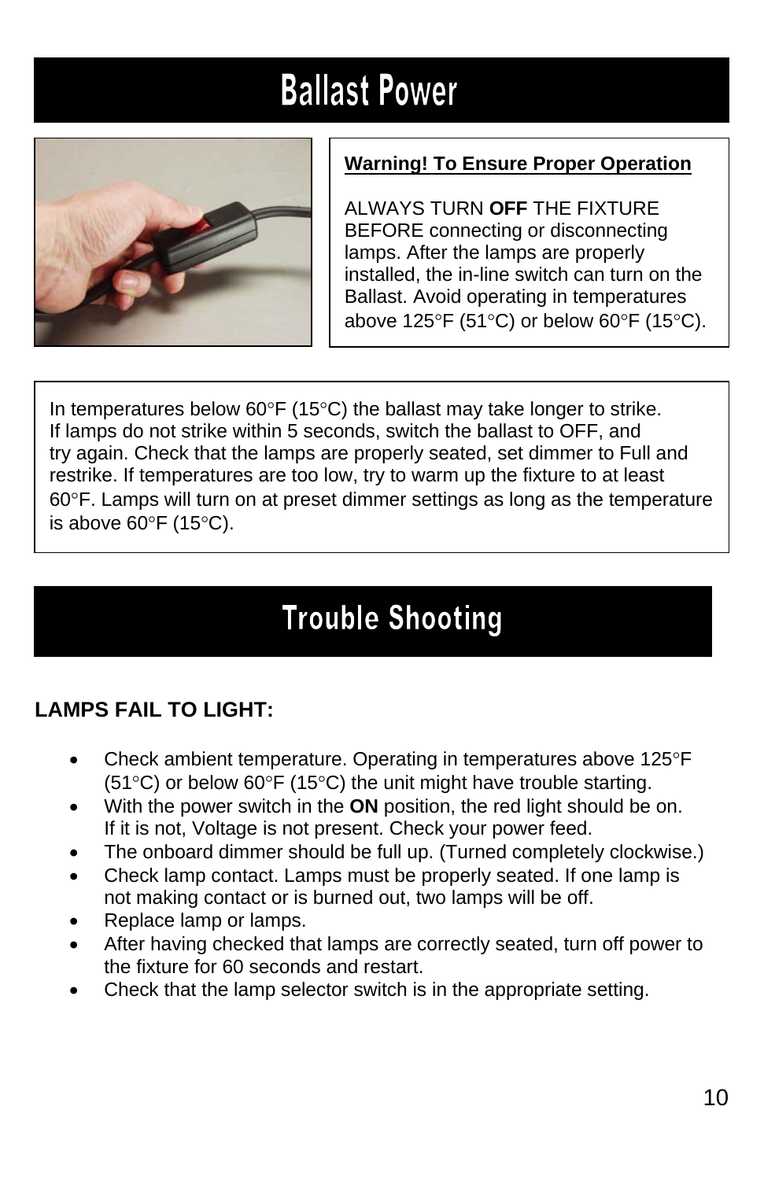# Ballast Power

**Warning! To Ensure Proper Operation**

ALWAYS TURN **OFF** THE FIXTURE BEFORE connecting or disconnecting lamps. After the lamps are properly installed, the in-line switch can turn on the Ballast. Avoid operating in temperatures above 125°F (51°C) or below 60°F (15°C).

In temperatures below 60°F (15°C) the ballast may take longer to strike. If lamps do not strike within 5 seconds, switch the ballast to OFF, and try again. Check that the lamps are properly seated, set dimmer to Full and restrike. If temperatures are too low, try to warm up the fixture to at least 60°F. Lamps will turn on at preset dimmer settings as long as the temperature is above 60°F (15°C).

# Trouble Shooting

**LAMPS FAIL TO LIGHT:**

- Check ambient temperature. Operating in temperatures above 125°F (51°C) or below 60°F (15°C) the unit might have trouble starting.
- With the power switch in the **ON** position, the red light should be on. If it is not, Voltage is not present. Check your power feed.
- The onboard dimmer should be full up. (Turned completely clockwise.)
- Check lamp contact. Lamps must be properly seated. If one lamp is not making contact or is burned out, two lamps will be off.
- Replace lamp or lamps.
- After having checked that lamps are correctly seated, turn off power to the fixture for 60 seconds and restart.
- Check that the lamp selector switch is in the appropriate setting.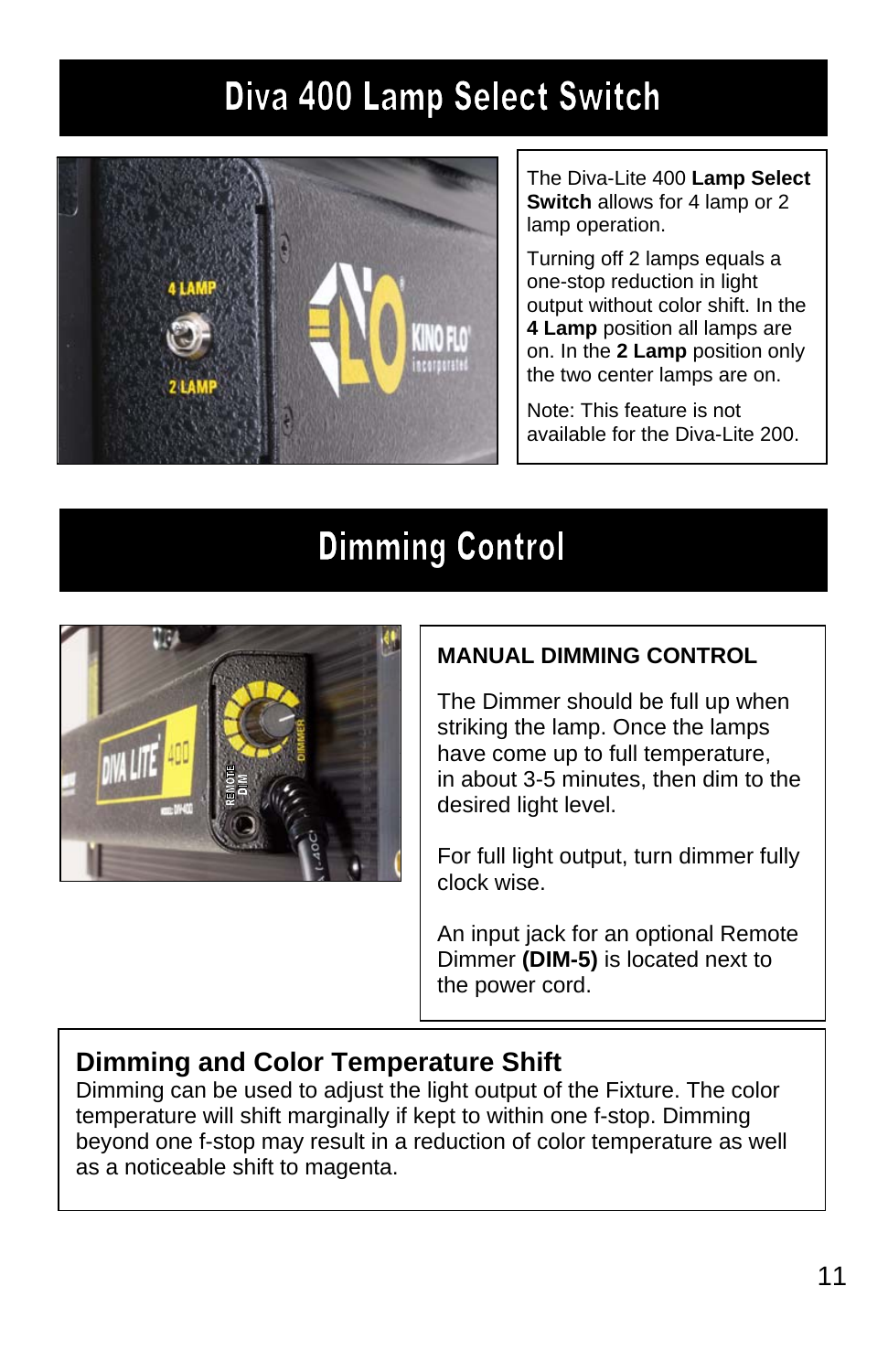# Diva 400 Lamp Select Switch

The Diva-Lite 400 **Lamp Select Switch** allows for 4 lamp or 2 lamp operation.

Turning off 2 lamps equals a one-stop reduction in light output without color shift. In the **4 Lamp** position all lamps are on. In the **2 Lamp** position only the two center lamps are on.

Note: This feature is not available for the Diva-Lite 200.

# Dimming Control

**MANUAL DIMMING CONTROL**

The Dimmer should be full up when striking the lamp. Once the lamps have come up to full temperature, in about 3-5 minutes, then dim to the desired light level.

For full light output, turn dimmer fully clock wise.

An input jack for an optional Remote Dimmer **(DIM-5)** is located next to the power cord.

## Dimming and Color Temperature Shift

Dimming can be used to adjust the light output of the Fixture. The color temperature will shift marginally if kept to within one f-stop. Dimming beyond one f-stop may result in a reduction of color temperature as well as a noticeable shift to magenta.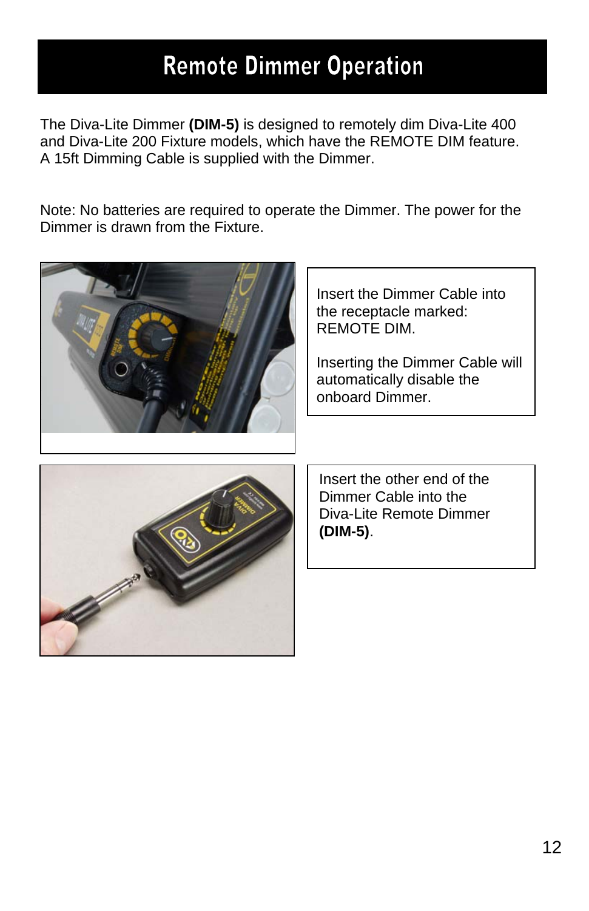# Remote Dimmer Operation

The Diva-Lite Dimmer **(DIM-5)** is designed to remotely dim Diva-Lite 400 and Diva-Lite 200 Fixture models, which have the REMOTE DIM feature. A 15ft Dimming Cable is supplied with the Dimmer.

Note: No batteries are required to operate the Dimmer. The power for the Dimmer is drawn from the Fixture.

Insert the Dimmer Cable into the receptacle marked: REMOTE DIM.

Inserting the Dimmer Cable will automatically disable the onboard Dimmer.

Insert the other end of the Dimmer Cable into the Diva-Lite Remote Dimmer **(DIM-5)**.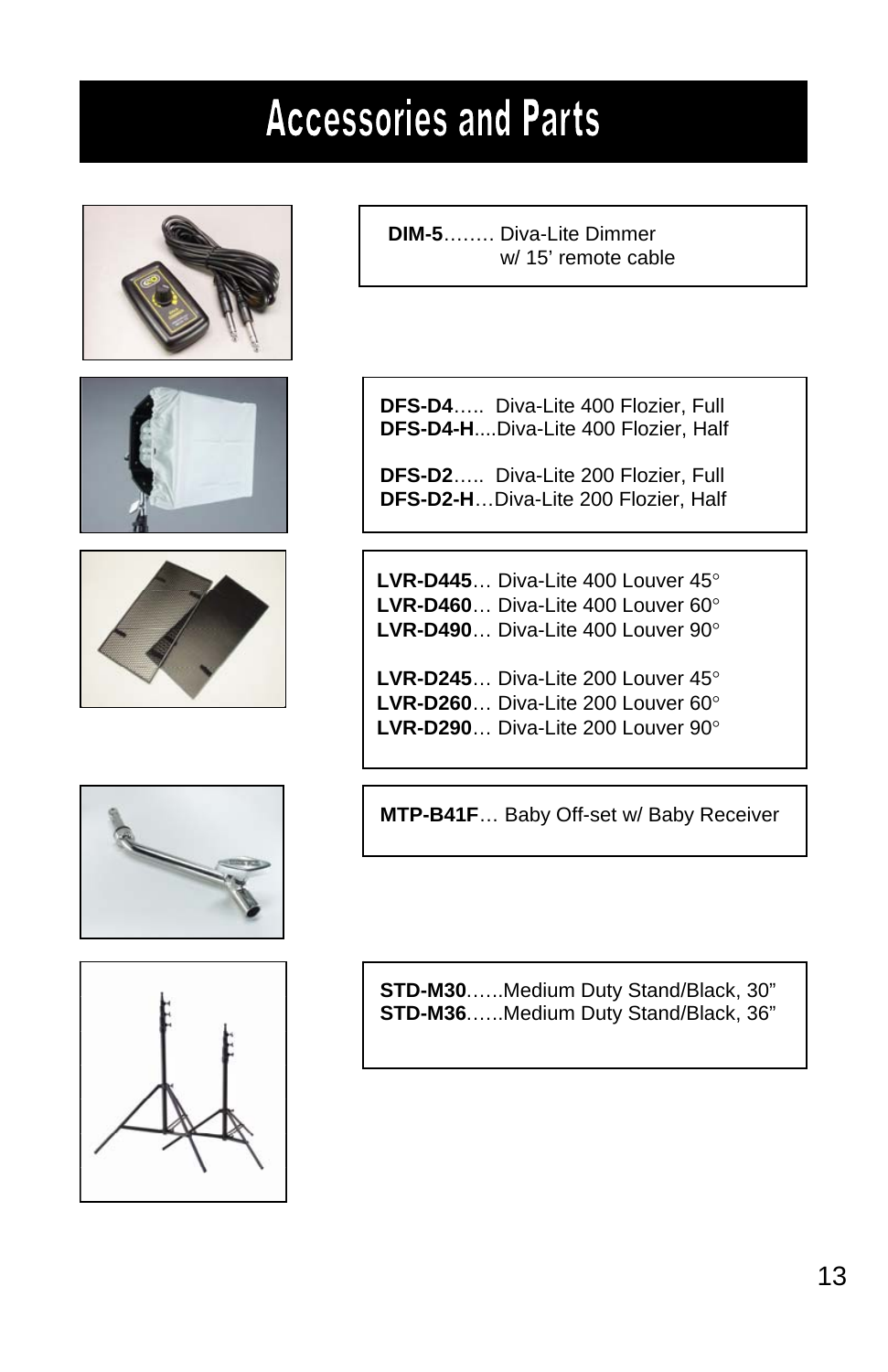# Accessories and Parts

**DIM-5**…….. Diva-Lite Dimmer
w/ 15' remote cable

**DFS-D4**….. Diva-Lite 400 Flozier, Full
**DFS-D4-H**....Diva-Lite 400 Flozier, Half

**DFS-D2**….. Diva-Lite 200 Flozier, Full
**DFS-D2-H**…Diva-Lite 200 Flozier, Half

**LVR-D445**… Diva-Lite 400 Louver 45°
**LVR-D460**… Diva-Lite 400 Louver 60°
**LVR-D490**… Diva-Lite 400 Louver 90°

**LVR-D245**… Diva-Lite 200 Louver 45°
**LVR-D260**… Diva-Lite 200 Louver 60°
**LVR-D290**… Diva-Lite 200 Louver 90°

**MTP-B41F**… Baby Off-set w/ Baby Receiver

**STD-M30**……Medium Duty Stand/Black, 30"
**STD-M36**……Medium Duty Stand/Black, 36"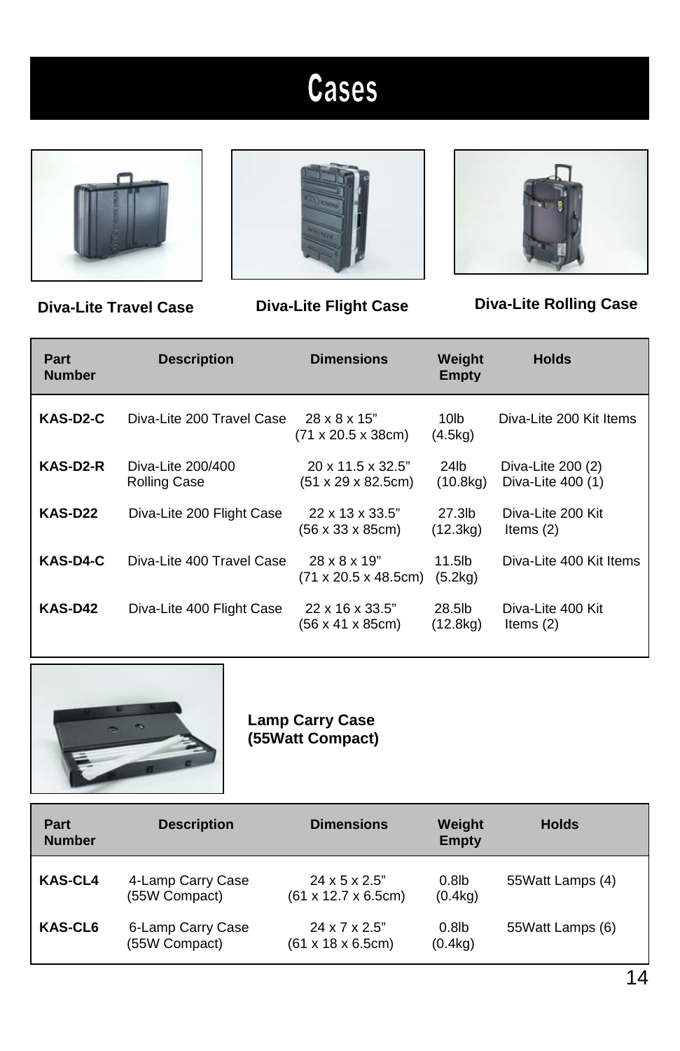# Cases

**Diva-Lite Travel Case** **Diva-Lite Flight Case** **Diva-Lite Rolling Case**

| Part Number | Description | Dimensions | Weight Empty | Holds |
|---|---|---|---|---|
| **KAS-D2-C** | Diva-Lite 200 Travel Case | 28 x 8 x 15" (71 x 20.5 x 38cm) | 10lb (4.5kg) | Diva-Lite 200 Kit Items |
| **KAS-D2-R** | Diva-Lite 200/400 Rolling Case | 20 x 11.5 x 32.5" (51 x 29 x 82.5cm) | 24lb (10.8kg) | Diva-Lite 200 (2) Diva-Lite 400 (1) |
| **KAS-D22** | Diva-Lite 200 Flight Case | 22 x 13 x 33.5" (56 x 33 x 85cm) | 27.3lb (12.3kg) | Diva-Lite 200 Kit Items (2) |
| **KAS-D4-C** | Diva-Lite 400 Travel Case | 28 x 8 x 19" (71 x 20.5 x 48.5cm) | 11.5lb (5.2kg) | Diva-Lite 400 Kit Items |
| **KAS-D42** | Diva-Lite 400 Flight Case | 22 x 16 x 33.5" (56 x 41 x 85cm) | 28.5lb (12.8kg) | Diva-Lite 400 Kit Items (2) |

**Lamp Carry Case (55Watt Compact)**

| Part Number | Description | Dimensions | Weight Empty | Holds |
|---|---|---|---|---|
| **KAS-CL4** | 4-Lamp Carry Case (55W Compact) | 24 x 5 x 2.5" (61 x 12.7 x 6.5cm) | 0.8lb (0.4kg) | 55Watt Lamps (4) |
| **KAS-CL6** | 6-Lamp Carry Case (55W Compact) | 24 x 7 x 2.5" (61 x 18 x 6.5cm) | 0.8lb (0.4kg) | 55Watt Lamps (6) |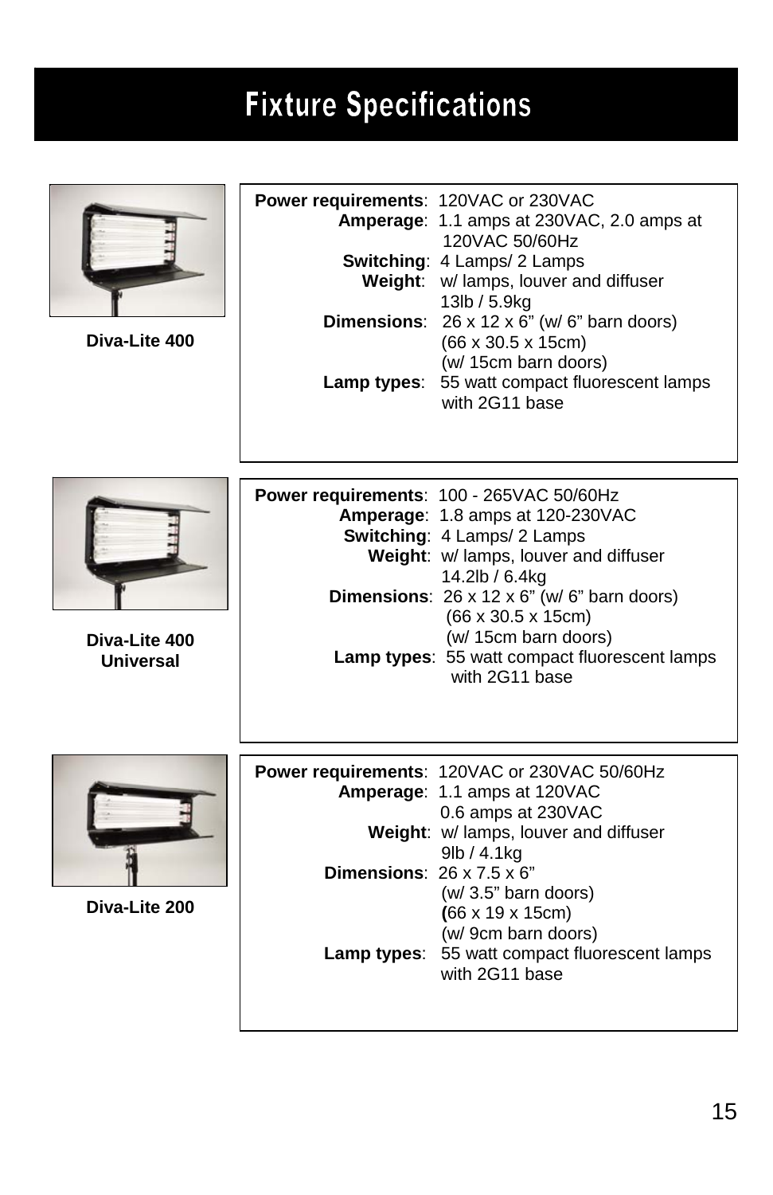# Fixture Specifications

## Diva-Lite 400

**Power requirements**: 120VAC or 230VAC
**Amperage**: 1.1 amps at 230VAC, 2.0 amps at 120VAC 50/60Hz
**Switching**: 4 Lamps/ 2 Lamps
**Weight**: w/ lamps, louver and diffuser 13lb / 5.9kg
**Dimensions**: 26 x 12 x 6" (w/ 6" barn doors) (66 x 30.5 x 15cm) (w/ 15cm barn doors)
**Lamp types**: 55 watt compact fluorescent lamps with 2G11 base

## Diva-Lite 400 Universal

**Power requirements**: 100 - 265VAC 50/60Hz
**Amperage**: 1.8 amps at 120-230VAC
**Switching**: 4 Lamps/ 2 Lamps
**Weight**: w/ lamps, louver and diffuser 14.2lb / 6.4kg
**Dimensions**: 26 x 12 x 6" (w/ 6" barn doors) (66 x 30.5 x 15cm) (w/ 15cm barn doors)
**Lamp types**: 55 watt compact fluorescent lamps with 2G11 base

## Diva-Lite 200

**Power requirements**: 120VAC or 230VAC 50/60Hz
**Amperage**: 1.1 amps at 120VAC
0.6 amps at 230VAC
**Weight**: w/ lamps, louver and diffuser 9lb / 4.1kg
**Dimensions**: 26 x 7.5 x 6" (w/ 3.5" barn doors) (66 x 19 x 15cm) (w/ 9cm barn doors)
**Lamp types**: 55 watt compact fluorescent lamps with 2G11 base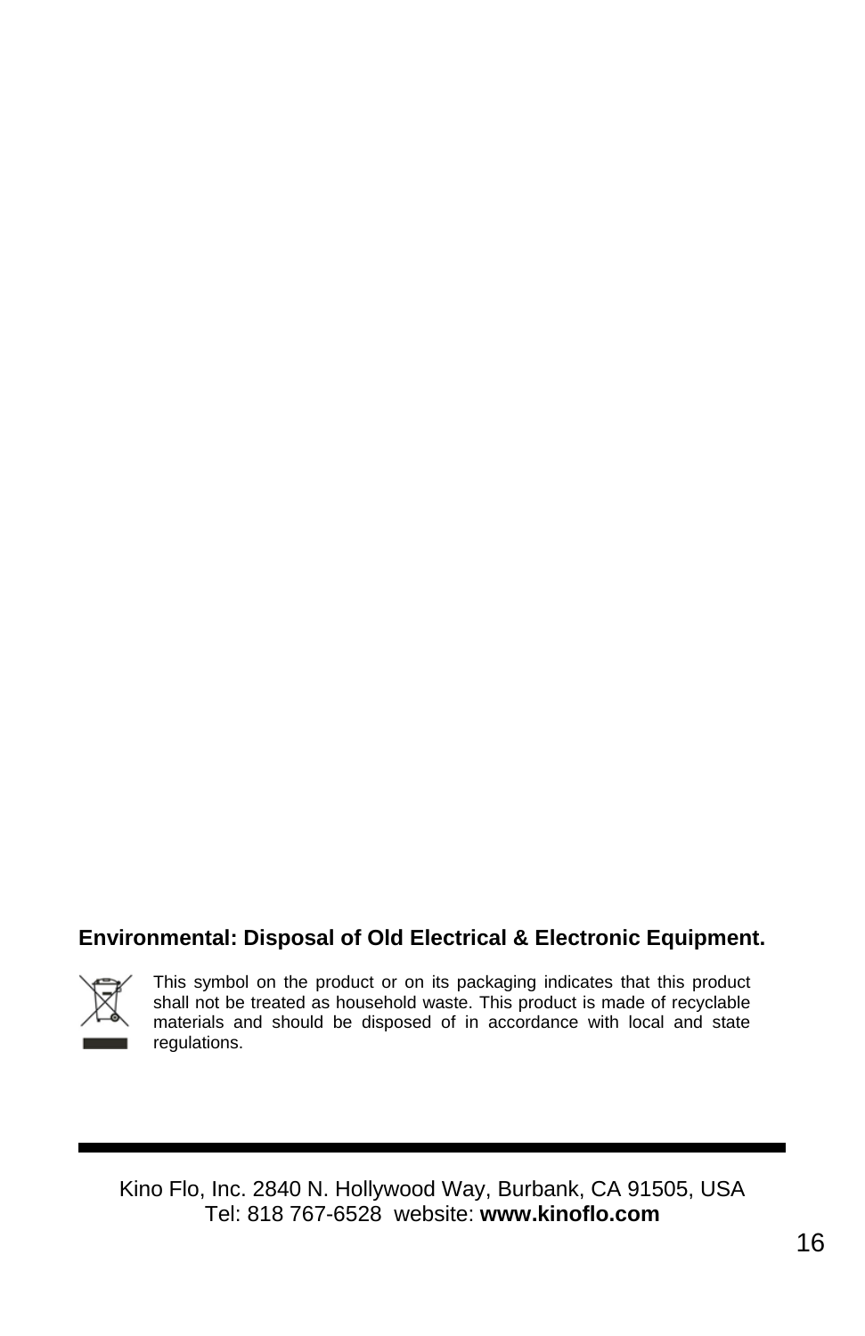**Environmental: Disposal of Old Electrical & Electronic Equipment.**

This symbol on the product or on its packaging indicates that this product shall not be treated as household waste. This product is made of recyclable materials and should be disposed of in accordance with local and state regulations.

Kino Flo, Inc. 2840 N. Hollywood Way, Burbank, CA 91505, USA
Tel: 818 767-6528 website: **www.kinoflo.com**